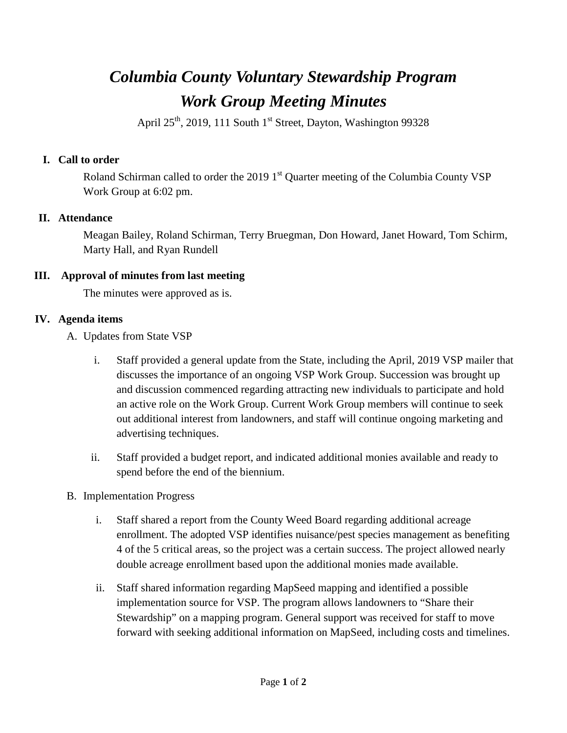# *Columbia County Voluntary Stewardship Program*
# *Work Group Meeting Minutes*

April 25th, 2019, 111 South 1st Street, Dayton, Washington 99328

## I. Call to order

Roland Schirman called to order the 2019 1st Quarter meeting of the Columbia County VSP Work Group at 6:02 pm.

## II. Attendance

Meagan Bailey, Roland Schirman, Terry Bruegman, Don Howard, Janet Howard, Tom Schirm, Marty Hall, and Ryan Rundell

## III. Approval of minutes from last meeting

The minutes were approved as is.

## IV. Agenda items

A. Updates from State VSP

i. Staff provided a general update from the State, including the April, 2019 VSP mailer that discusses the importance of an ongoing VSP Work Group. Succession was brought up and discussion commenced regarding attracting new individuals to participate and hold an active role on the Work Group. Current Work Group members will continue to seek out additional interest from landowners, and staff will continue ongoing marketing and advertising techniques.

ii. Staff provided a budget report, and indicated additional monies available and ready to spend before the end of the biennium.

B. Implementation Progress

i. Staff shared a report from the County Weed Board regarding additional acreage enrollment. The adopted VSP identifies nuisance/pest species management as benefiting 4 of the 5 critical areas, so the project was a certain success. The project allowed nearly double acreage enrollment based upon the additional monies made available.

ii. Staff shared information regarding MapSeed mapping and identified a possible implementation source for VSP. The program allows landowners to "Share their Stewardship" on a mapping program. General support was received for staff to move forward with seeking additional information on MapSeed, including costs and timelines.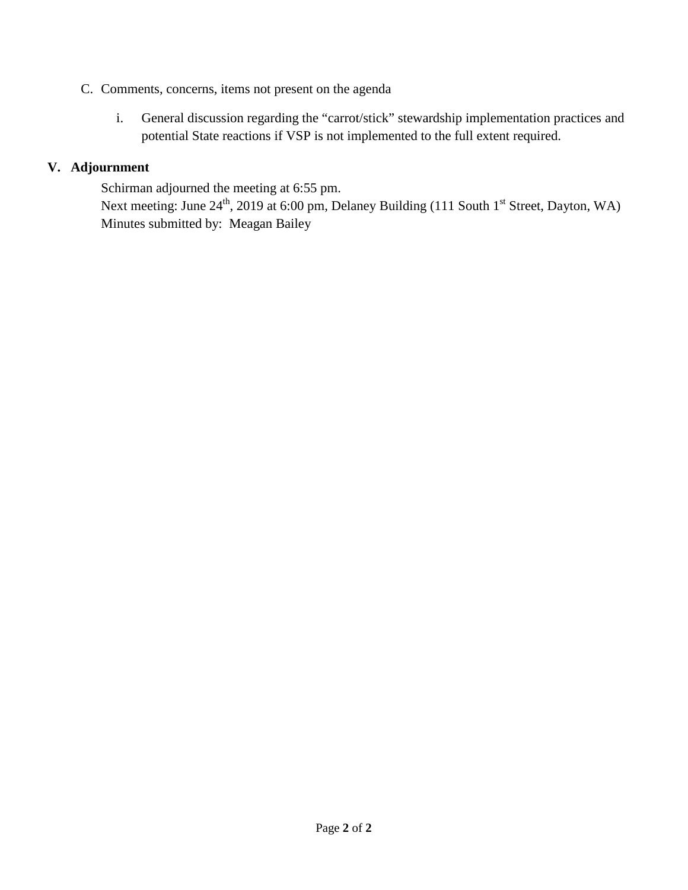C. Comments, concerns, items not present on the agenda

   i. General discussion regarding the "carrot/stick" stewardship implementation practices and potential State reactions if VSP is not implemented to the full extent required.

## V. Adjournment

Schirman adjourned the meeting at 6:55 pm.
Next meeting: June 24th, 2019 at 6:00 pm, Delaney Building (111 South 1st Street, Dayton, WA)
Minutes submitted by: Meagan Bailey